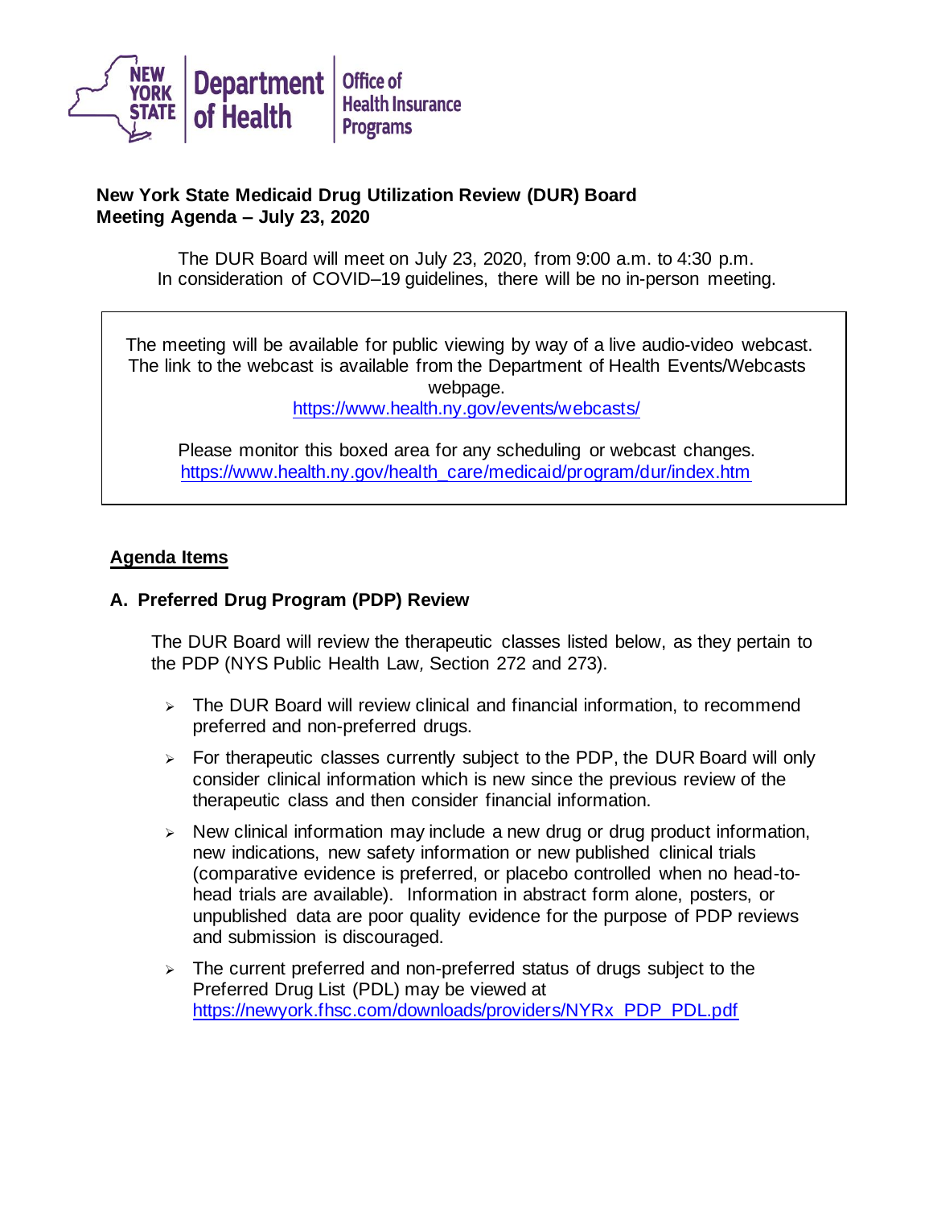New York State Department of Health | Office of Health Insurance Programs

**New York State Medicaid Drug Utilization Review (DUR) Board**
**Meeting Agenda – July 23, 2020**

The DUR Board will meet on July 23, 2020, from 9:00 a.m. to 4:30 p.m.
In consideration of COVID–19 guidelines, there will be no in-person meeting.

> The meeting will be available for public viewing by way of a live audio-video webcast. The link to the webcast is available from the Department of Health Events/Webcasts webpage.
> https://www.health.ny.gov/events/webcasts/
>
> Please monitor this boxed area for any scheduling or webcast changes.
> https://www.health.ny.gov/health_care/medicaid/program/dur/index.htm

## Agenda Items

### A. Preferred Drug Program (PDP) Review

The DUR Board will review the therapeutic classes listed below, as they pertain to the PDP (NYS Public Health Law, Section 272 and 273).

- The DUR Board will review clinical and financial information, to recommend preferred and non-preferred drugs.
- For therapeutic classes currently subject to the PDP, the DUR Board will only consider clinical information which is new since the previous review of the therapeutic class and then consider financial information.
- New clinical information may include a new drug or drug product information, new indications, new safety information or new published clinical trials (comparative evidence is preferred, or placebo controlled when no head-to-head trials are available). Information in abstract form alone, posters, or unpublished data are poor quality evidence for the purpose of PDP reviews and submission is discouraged.
- The current preferred and non-preferred status of drugs subject to the Preferred Drug List (PDL) may be viewed at https://newyork.fhsc.com/downloads/providers/NYRx_PDP_PDL.pdf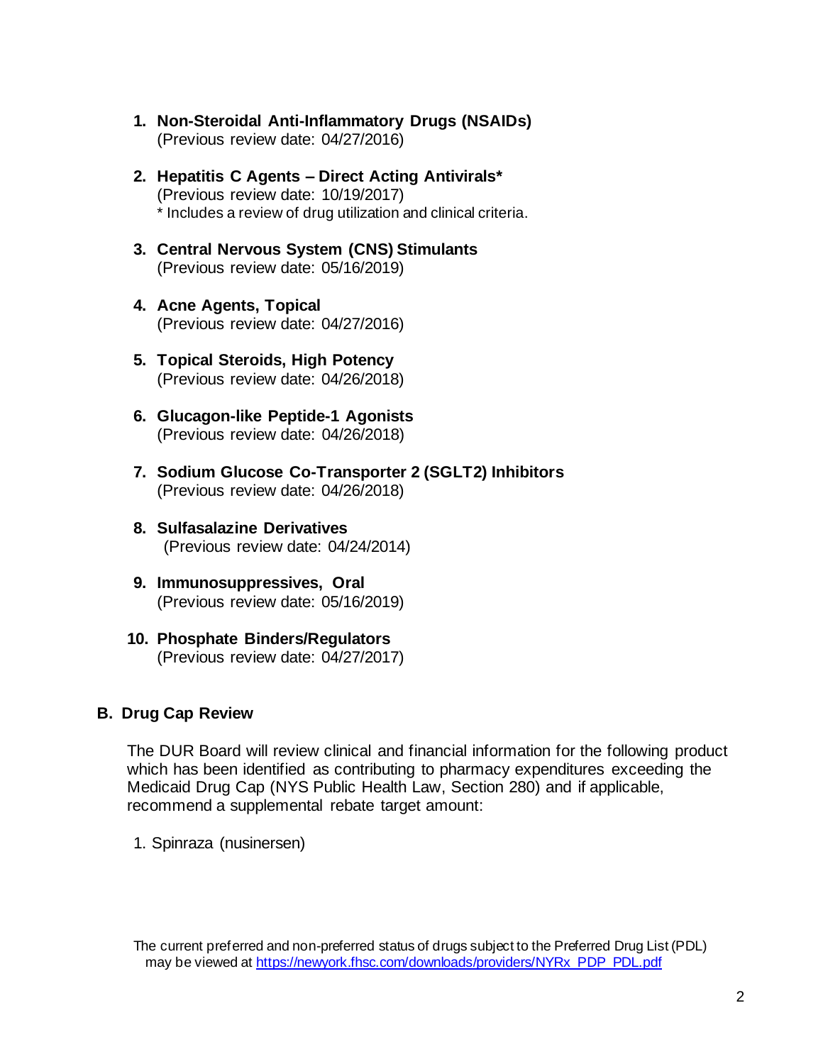1. **Non-Steroidal Anti-Inflammatory Drugs (NSAIDs)**
   (Previous review date: 04/27/2016)

2. **Hepatitis C Agents – Direct Acting Antivirals***
   (Previous review date: 10/19/2017)
   * Includes a review of drug utilization and clinical criteria.

3. **Central Nervous System (CNS) Stimulants**
   (Previous review date: 05/16/2019)

4. **Acne Agents, Topical**
   (Previous review date: 04/27/2016)

5. **Topical Steroids, High Potency**
   (Previous review date: 04/26/2018)

6. **Glucagon-like Peptide-1 Agonists**
   (Previous review date: 04/26/2018)

7. **Sodium Glucose Co-Transporter 2 (SGLT2) Inhibitors**
   (Previous review date: 04/26/2018)

8. **Sulfasalazine Derivatives**
   (Previous review date: 04/24/2014)

9. **Immunosuppressives, Oral**
   (Previous review date: 05/16/2019)

10. **Phosphate Binders/Regulators**
    (Previous review date: 04/27/2017)

## B. Drug Cap Review

The DUR Board will review clinical and financial information for the following product which has been identified as contributing to pharmacy expenditures exceeding the Medicaid Drug Cap (NYS Public Health Law, Section 280) and if applicable, recommend a supplemental rebate target amount:

1. Spinraza (nusinersen)

The current preferred and non-preferred status of drugs subject to the Preferred Drug List (PDL) may be viewed at https://newyork.fhsc.com/downloads/providers/NYRx_PDP_PDL.pdf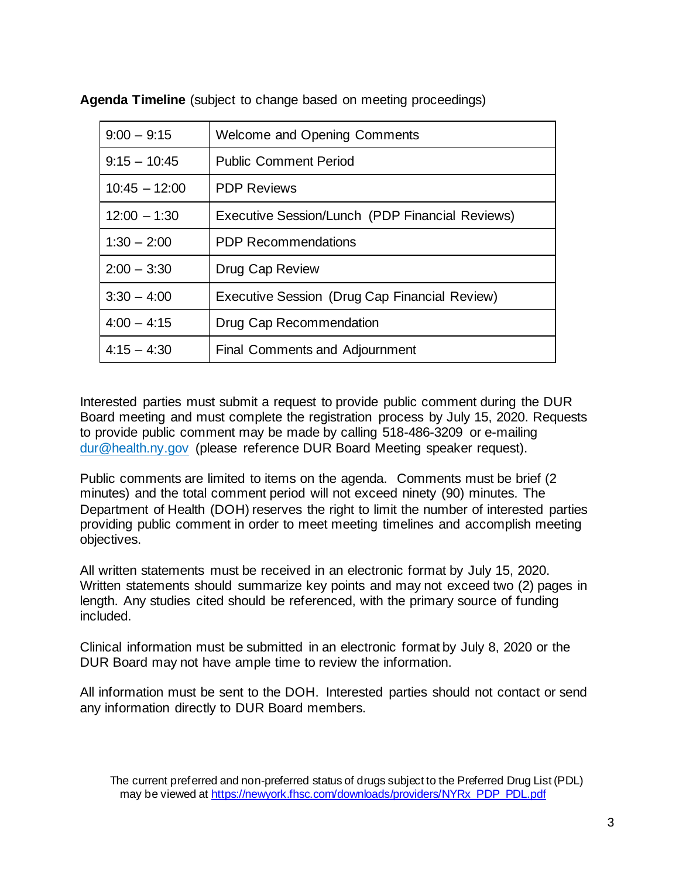**Agenda Timeline** (subject to change based on meeting proceedings)

| | |
|---|---|
| 9:00 – 9:15 | Welcome and Opening Comments |
| 9:15 – 10:45 | Public Comment Period |
| 10:45 – 12:00 | PDP Reviews |
| 12:00 – 1:30 | Executive Session/Lunch (PDP Financial Reviews) |
| 1:30 – 2:00 | PDP Recommendations |
| 2:00 – 3:30 | Drug Cap Review |
| 3:30 – 4:00 | Executive Session (Drug Cap Financial Review) |
| 4:00 – 4:15 | Drug Cap Recommendation |
| 4:15 – 4:30 | Final Comments and Adjournment |

Interested parties must submit a request to provide public comment during the DUR Board meeting and must complete the registration process by July 15, 2020. Requests to provide public comment may be made by calling 518-486-3209 or e-mailing [dur@health.ny.gov](mailto:dur@health.ny.gov) (please reference DUR Board Meeting speaker request).

Public comments are limited to items on the agenda. Comments must be brief (2 minutes) and the total comment period will not exceed ninety (90) minutes. The Department of Health (DOH) reserves the right to limit the number of interested parties providing public comment in order to meet meeting timelines and accomplish meeting objectives.

All written statements must be received in an electronic format by July 15, 2020. Written statements should summarize key points and may not exceed two (2) pages in length. Any studies cited should be referenced, with the primary source of funding included.

Clinical information must be submitted in an electronic format by July 8, 2020 or the DUR Board may not have ample time to review the information.

All information must be sent to the DOH. Interested parties should not contact or send any information directly to DUR Board members.

The current preferred and non-preferred status of drugs subject to the Preferred Drug List (PDL) may be viewed at [https://newyork.fhsc.com/downloads/providers/NYRx_PDP_PDL.pdf](https://newyork.fhsc.com/downloads/providers/NYRx_PDP_PDL.pdf)